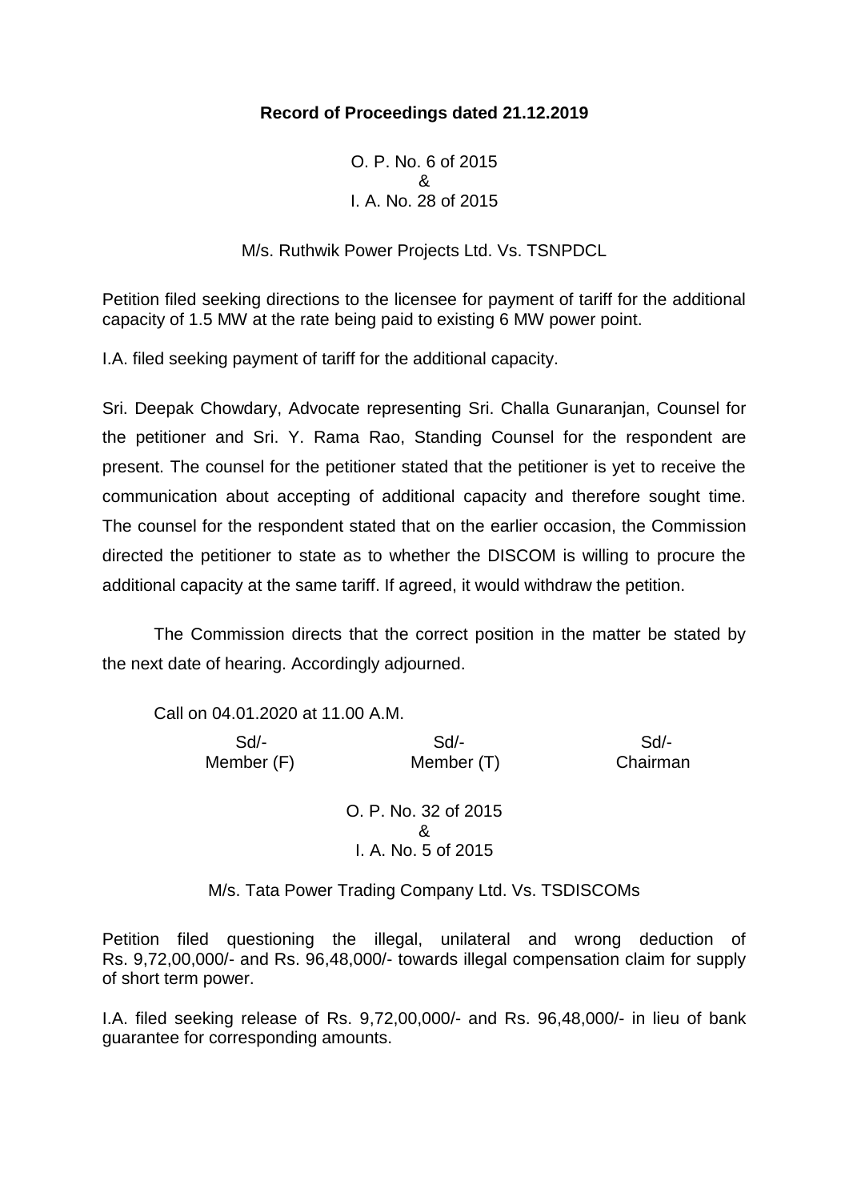**Record of Proceedings dated 21.12.2019**

O. P. No. 6 of 2015
&
I. A. No. 28 of 2015

M/s. Ruthwik Power Projects Ltd. Vs. TSNPDCL

Petition filed seeking directions to the licensee for payment of tariff for the additional capacity of 1.5 MW at the rate being paid to existing 6 MW power point.

I.A. filed seeking payment of tariff for the additional capacity.

Sri. Deepak Chowdary, Advocate representing Sri. Challa Gunaranjan, Counsel for the petitioner and Sri. Y. Rama Rao, Standing Counsel for the respondent are present. The counsel for the petitioner stated that the petitioner is yet to receive the communication about accepting of additional capacity and therefore sought time. The counsel for the respondent stated that on the earlier occasion, the Commission directed the petitioner to state as to whether the DISCOM is willing to procure the additional capacity at the same tariff. If agreed, it would withdraw the petition.

The Commission directs that the correct position in the matter be stated by the next date of hearing. Accordingly adjourned.

Call on 04.01.2020 at 11.00 A.M.

| Sd/- | Sd/- | Sd/- |
|---|---|---|
| Member (F) | Member (T) | Chairman |

O. P. No. 32 of 2015
&
I. A. No. 5 of 2015

M/s. Tata Power Trading Company Ltd. Vs. TSDISCOMs

Petition filed questioning the illegal, unilateral and wrong deduction of Rs. 9,72,00,000/- and Rs. 96,48,000/- towards illegal compensation claim for supply of short term power.

I.A. filed seeking release of Rs. 9,72,00,000/- and Rs. 96,48,000/- in lieu of bank guarantee for corresponding amounts.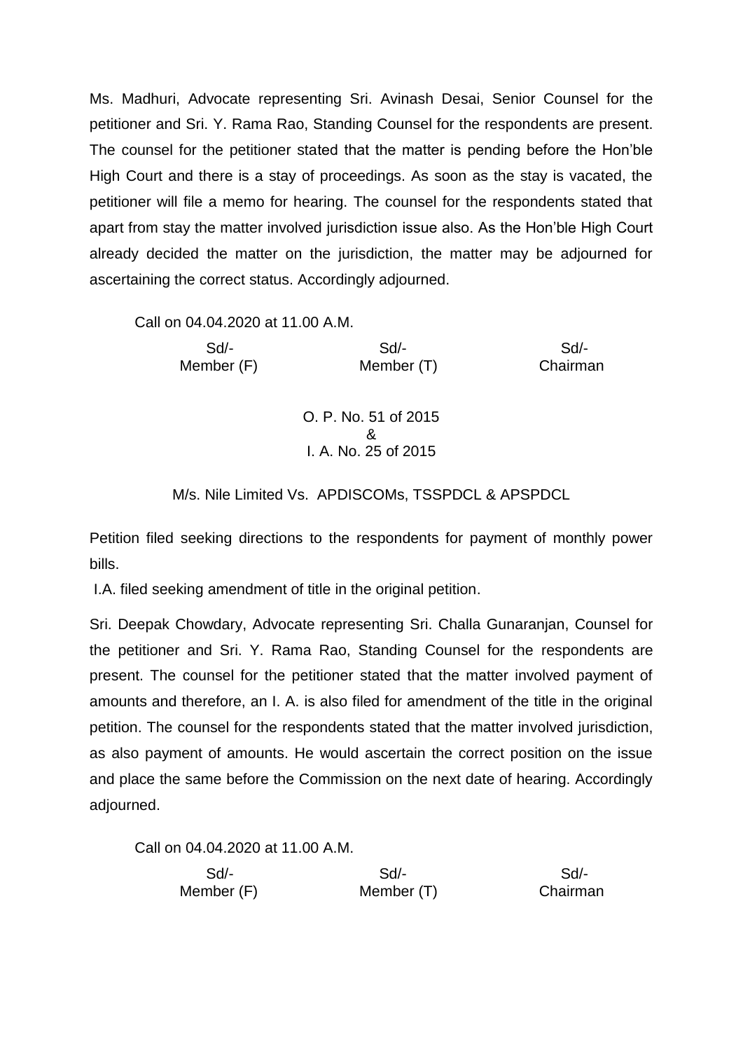Ms. Madhuri, Advocate representing Sri. Avinash Desai, Senior Counsel for the petitioner and Sri. Y. Rama Rao, Standing Counsel for the respondents are present. The counsel for the petitioner stated that the matter is pending before the Hon'ble High Court and there is a stay of proceedings. As soon as the stay is vacated, the petitioner will file a memo for hearing. The counsel for the respondents stated that apart from stay the matter involved jurisdiction issue also. As the Hon'ble High Court already decided the matter on the jurisdiction, the matter may be adjourned for ascertaining the correct status. Accordingly adjourned.

Call on 04.04.2020 at 11.00 A.M.

| Sd/- | Sd/- | Sd/- |
|---|---|---|
| Member (F) | Member (T) | Chairman |

O. P. No. 51 of 2015
&
I. A. No. 25 of 2015

M/s. Nile Limited Vs. APDISCOMs, TSSPDCL & APSPDCL

Petition filed seeking directions to the respondents for payment of monthly power bills.

I.A. filed seeking amendment of title in the original petition.

Sri. Deepak Chowdary, Advocate representing Sri. Challa Gunaranjan, Counsel for the petitioner and Sri. Y. Rama Rao, Standing Counsel for the respondents are present. The counsel for the petitioner stated that the matter involved payment of amounts and therefore, an I. A. is also filed for amendment of the title in the original petition. The counsel for the respondents stated that the matter involved jurisdiction, as also payment of amounts. He would ascertain the correct position on the issue and place the same before the Commission on the next date of hearing. Accordingly adjourned.

Call on 04.04.2020 at 11.00 A.M.

| Sd/- | Sd/- | Sd/- |
|---|---|---|
| Member (F) | Member (T) | Chairman |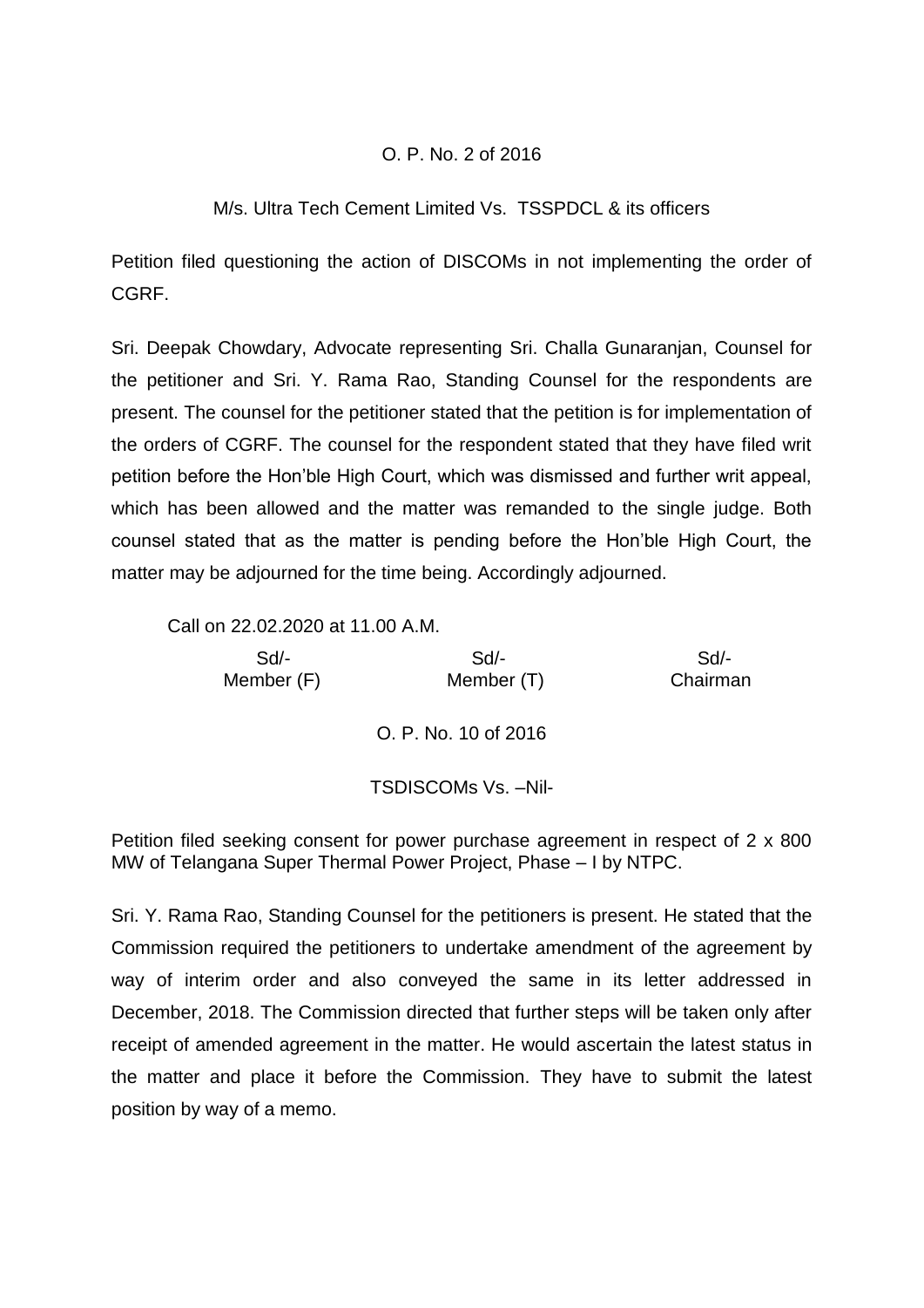O. P. No. 2 of 2016

M/s. Ultra Tech Cement Limited Vs. TSSPDCL & its officers

Petition filed questioning the action of DISCOMs in not implementing the order of CGRF.

Sri. Deepak Chowdary, Advocate representing Sri. Challa Gunaranjan, Counsel for the petitioner and Sri. Y. Rama Rao, Standing Counsel for the respondents are present. The counsel for the petitioner stated that the petition is for implementation of the orders of CGRF. The counsel for the respondent stated that they have filed writ petition before the Hon'ble High Court, which was dismissed and further writ appeal, which has been allowed and the matter was remanded to the single judge. Both counsel stated that as the matter is pending before the Hon'ble High Court, the matter may be adjourned for the time being. Accordingly adjourned.

Call on 22.02.2020 at 11.00 A.M.

| Sd/- | Sd/- | Sd/- |
|---|---|---|
| Member (F) | Member (T) | Chairman |

O. P. No. 10 of 2016

TSDISCOMs Vs. –Nil-

Petition filed seeking consent for power purchase agreement in respect of 2 x 800 MW of Telangana Super Thermal Power Project, Phase – I by NTPC.

Sri. Y. Rama Rao, Standing Counsel for the petitioners is present. He stated that the Commission required the petitioners to undertake amendment of the agreement by way of interim order and also conveyed the same in its letter addressed in December, 2018. The Commission directed that further steps will be taken only after receipt of amended agreement in the matter. He would ascertain the latest status in the matter and place it before the Commission. They have to submit the latest position by way of a memo.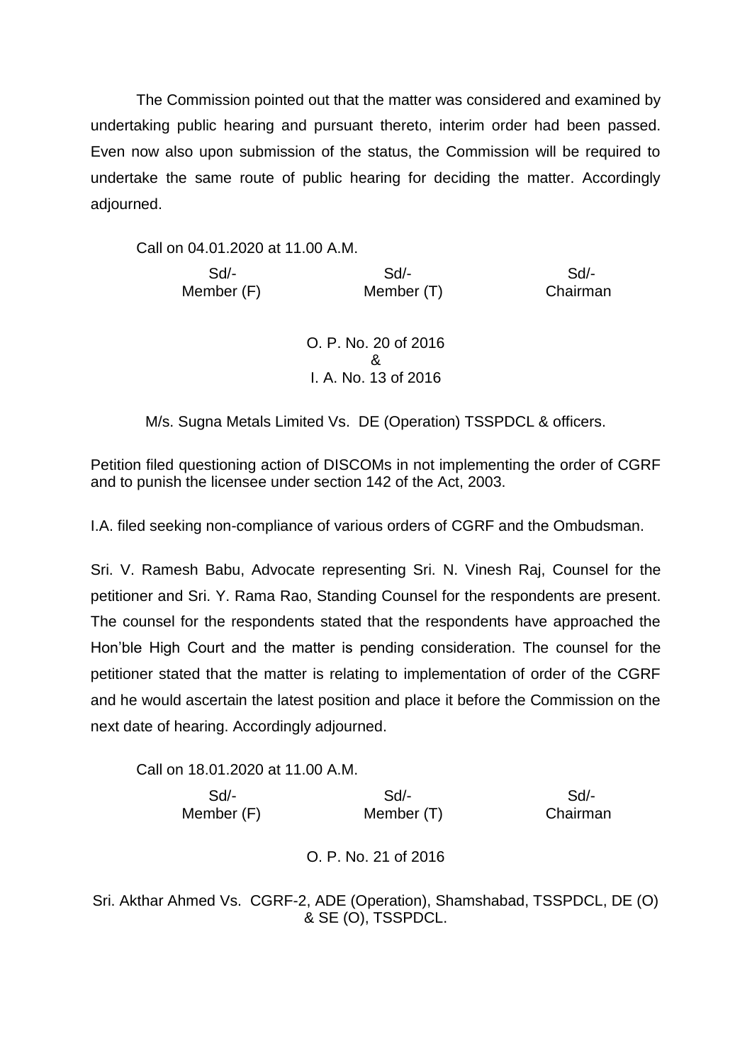The Commission pointed out that the matter was considered and examined by undertaking public hearing and pursuant thereto, interim order had been passed. Even now also upon submission of the status, the Commission will be required to undertake the same route of public hearing for deciding the matter. Accordingly adjourned.

Call on 04.01.2020 at 11.00 A.M.

| Sd/- | Sd/- | Sd/- |
|---|---|---|
| Member (F) | Member (T) | Chairman |

O. P. No. 20 of 2016
&
I. A. No. 13 of 2016

M/s. Sugna Metals Limited Vs. DE (Operation) TSSPDCL & officers.

Petition filed questioning action of DISCOMs in not implementing the order of CGRF and to punish the licensee under section 142 of the Act, 2003.

I.A. filed seeking non-compliance of various orders of CGRF and the Ombudsman.

Sri. V. Ramesh Babu, Advocate representing Sri. N. Vinesh Raj, Counsel for the petitioner and Sri. Y. Rama Rao, Standing Counsel for the respondents are present. The counsel for the respondents stated that the respondents have approached the Hon'ble High Court and the matter is pending consideration. The counsel for the petitioner stated that the matter is relating to implementation of order of the CGRF and he would ascertain the latest position and place it before the Commission on the next date of hearing. Accordingly adjourned.

Call on 18.01.2020 at 11.00 A.M.

| Sd/- | Sd/- | Sd/- |
|---|---|---|
| Member (F) | Member (T) | Chairman |

O. P. No. 21 of 2016

Sri. Akthar Ahmed Vs. CGRF-2, ADE (Operation), Shamshabad, TSSPDCL, DE (O) & SE (O), TSSPDCL.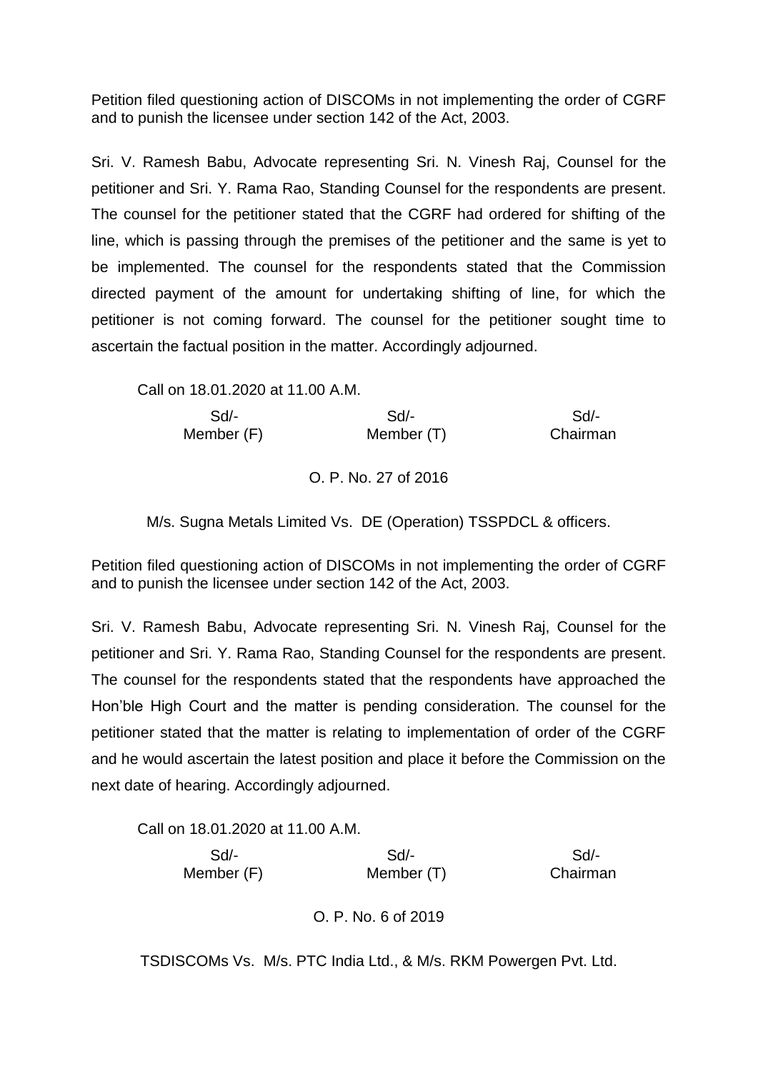Petition filed questioning action of DISCOMs in not implementing the order of CGRF and to punish the licensee under section 142 of the Act, 2003.

Sri. V. Ramesh Babu, Advocate representing Sri. N. Vinesh Raj, Counsel for the petitioner and Sri. Y. Rama Rao, Standing Counsel for the respondents are present. The counsel for the petitioner stated that the CGRF had ordered for shifting of the line, which is passing through the premises of the petitioner and the same is yet to be implemented. The counsel for the respondents stated that the Commission directed payment of the amount for undertaking shifting of line, for which the petitioner is not coming forward. The counsel for the petitioner sought time to ascertain the factual position in the matter. Accordingly adjourned.

Call on 18.01.2020 at 11.00 A.M.

| Sd/- | Sd/- | Sd/- |
|---|---|---|
| Member (F) | Member (T) | Chairman |

O. P. No. 27 of 2016

M/s. Sugna Metals Limited Vs. DE (Operation) TSSPDCL & officers.

Petition filed questioning action of DISCOMs in not implementing the order of CGRF and to punish the licensee under section 142 of the Act, 2003.

Sri. V. Ramesh Babu, Advocate representing Sri. N. Vinesh Raj, Counsel for the petitioner and Sri. Y. Rama Rao, Standing Counsel for the respondents are present. The counsel for the respondents stated that the respondents have approached the Hon'ble High Court and the matter is pending consideration. The counsel for the petitioner stated that the matter is relating to implementation of order of the CGRF and he would ascertain the latest position and place it before the Commission on the next date of hearing. Accordingly adjourned.

Call on 18.01.2020 at 11.00 A.M.

| Sd/- | Sd/- | Sd/- |
|---|---|---|
| Member (F) | Member (T) | Chairman |

O. P. No. 6 of 2019

TSDISCOMs Vs. M/s. PTC India Ltd., & M/s. RKM Powergen Pvt. Ltd.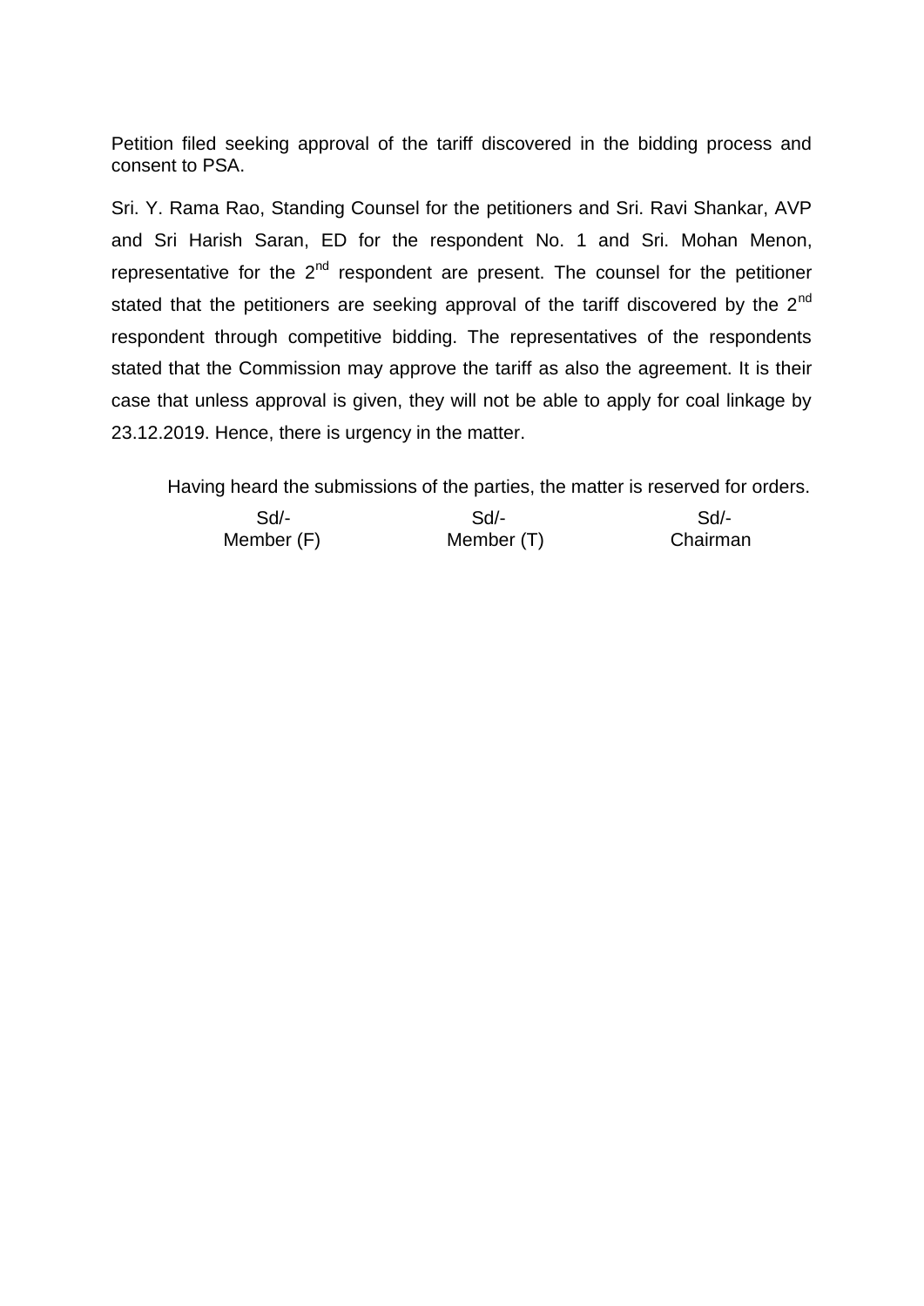Petition filed seeking approval of the tariff discovered in the bidding process and consent to PSA.

Sri. Y. Rama Rao, Standing Counsel for the petitioners and Sri. Ravi Shankar, AVP and Sri Harish Saran, ED for the respondent No. 1 and Sri. Mohan Menon, representative for the 2nd respondent are present. The counsel for the petitioner stated that the petitioners are seeking approval of the tariff discovered by the 2nd respondent through competitive bidding. The representatives of the respondents stated that the Commission may approve the tariff as also the agreement. It is their case that unless approval is given, they will not be able to apply for coal linkage by 23.12.2019. Hence, there is urgency in the matter.

Having heard the submissions of the parties, the matter is reserved for orders.

| | | |
|---|---|---|
| Sd/- | Sd/- | Sd/- |
| Member (F) | Member (T) | Chairman |